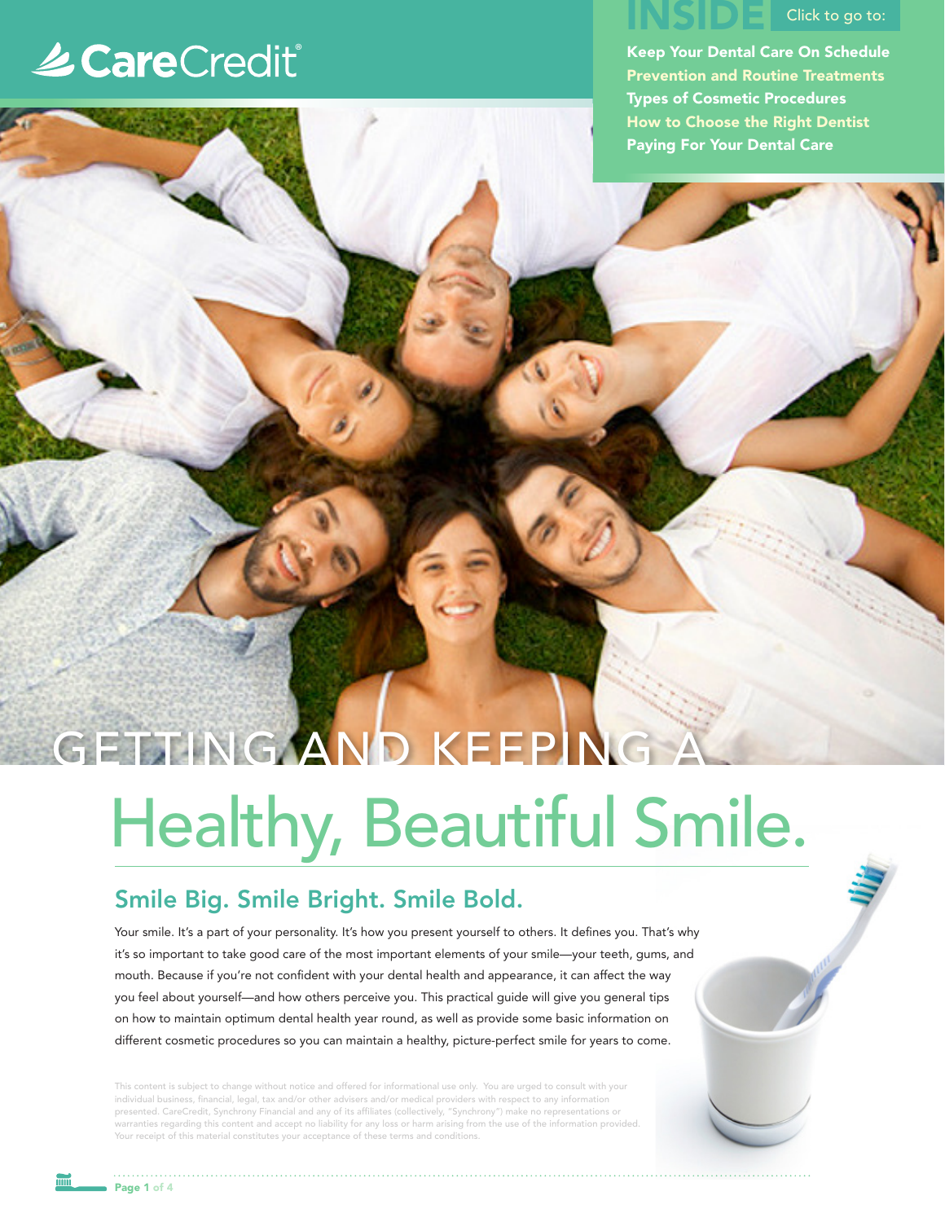CareCredit®

INSIDE Click to go to:

- Keep Your Dental Care On Schedule
- Prevention and Routine Treatments
- Types of Cosmetic Procedures
- How to Choose the Right Dentist
- Paying For Your Dental Care

# GETTING AND KEEPING A Healthy, Beautiful Smile.

## Smile Big. Smile Bright. Smile Bold.

Your smile. It's a part of your personality. It's how you present yourself to others. It defines you. That's why it's so important to take good care of the most important elements of your smile—your teeth, gums, and mouth. Because if you're not confident with your dental health and appearance, it can affect the way you feel about yourself—and how others perceive you. This practical guide will give you general tips on how to maintain optimum dental health year round, as well as provide some basic information on different cosmetic procedures so you can maintain a healthy, picture-perfect smile for years to come.

This content is subject to change without notice and offered for informational use only. You are urged to consult with your individual business, financial, legal, tax and/or other advisers and/or medical providers with respect to any information presented. CareCredit, Synchrony Financial and any of its affiliates (collectively, "Synchrony") make no representations or warranties regarding this content and accept no liability for any loss or harm arising from the use of the information provided. Your receipt of this material constitutes your acceptance of these terms and conditions.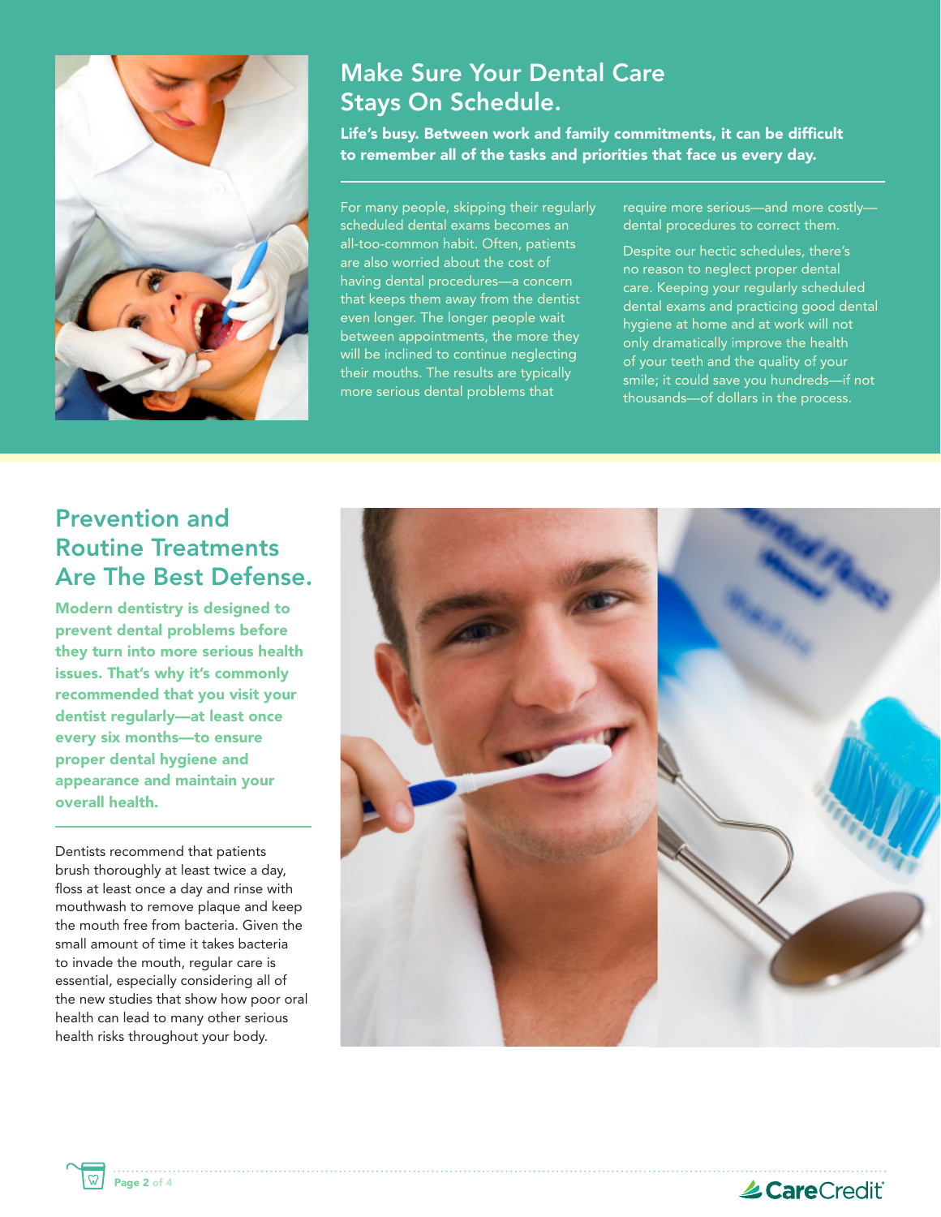## Make Sure Your Dental Care Stays On Schedule.

**Life's busy. Between work and family commitments, it can be difficult to remember all of the tasks and priorities that face us every day.**

For many people, skipping their regularly scheduled dental exams becomes an all-too-common habit. Often, patients are also worried about the cost of having dental procedures—a concern that keeps them away from the dentist even longer. The longer people wait between appointments, the more they will be inclined to continue neglecting their mouths. The results are typically more serious dental problems that require more serious—and more costly—dental procedures to correct them.

Despite our hectic schedules, there's no reason to neglect proper dental care. Keeping your regularly scheduled dental exams and practicing good dental hygiene at home and at work will not only dramatically improve the health of your teeth and the quality of your smile; it could save you hundreds—if not thousands—of dollars in the process.

## Prevention and Routine Treatments Are The Best Defense.

**Modern dentistry is designed to prevent dental problems before they turn into more serious health issues. That's why it's commonly recommended that you visit your dentist regularly—at least once every six months—to ensure proper dental hygiene and appearance and maintain your overall health.**

Dentists recommend that patients brush thoroughly at least twice a day, floss at least once a day and rinse with mouthwash to remove plaque and keep the mouth free from bacteria. Given the small amount of time it takes bacteria to invade the mouth, regular care is essential, especially considering all of the new studies that show how poor oral health can lead to many other serious health risks throughout your body.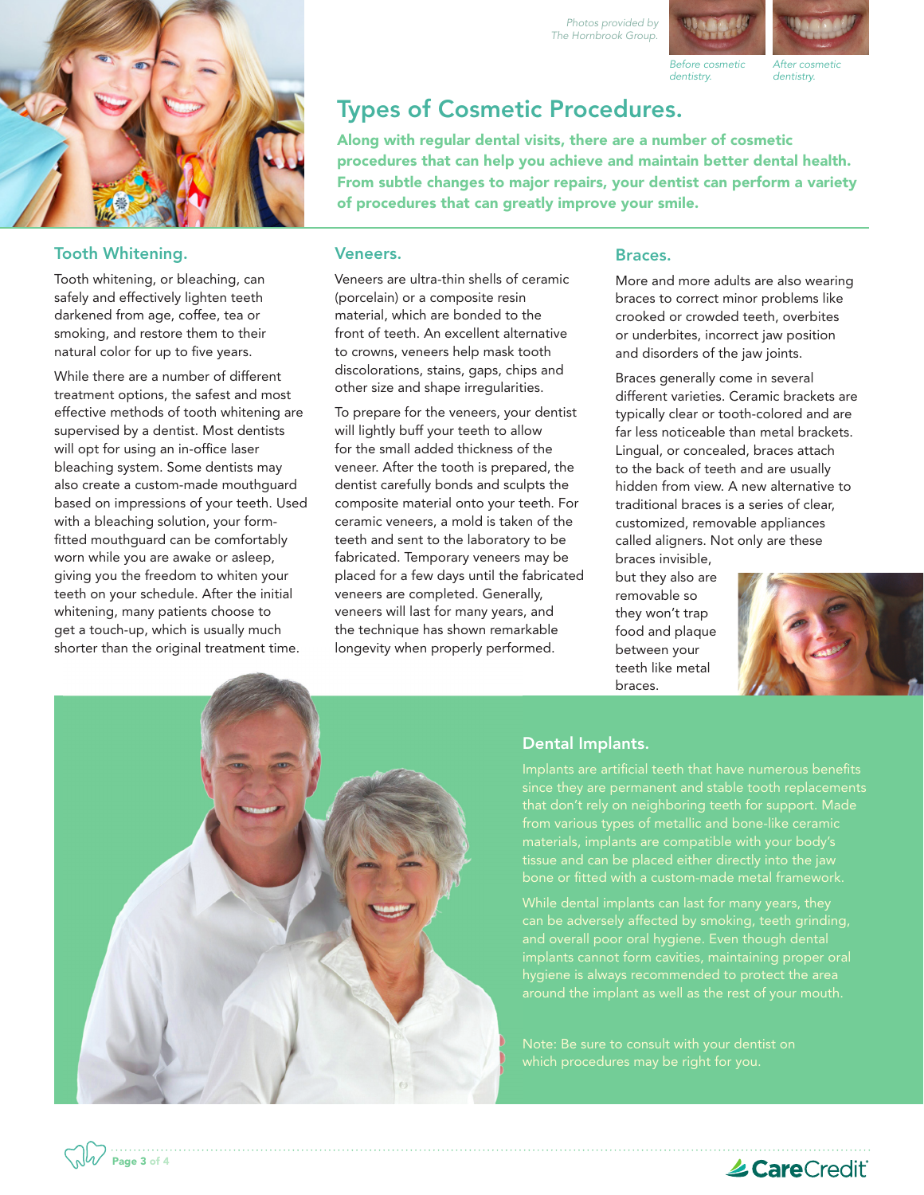Photos provided by The Hornbrook Group.

Before cosmetic dentistry.

After cosmetic dentistry.

# Types of Cosmetic Procedures.

**Along with regular dental visits, there are a number of cosmetic procedures that can help you achieve and maintain better dental health. From subtle changes to major repairs, your dentist can perform a variety of procedures that can greatly improve your smile.**

## Tooth Whitening.

Tooth whitening, or bleaching, can safely and effectively lighten teeth darkened from age, coffee, tea or smoking, and restore them to their natural color for up to five years.

While there are a number of different treatment options, the safest and most effective methods of tooth whitening are supervised by a dentist. Most dentists will opt for using an in-office laser bleaching system. Some dentists may also create a custom-made mouthguard based on impressions of your teeth. Used with a bleaching solution, your form-fitted mouthguard can be comfortably worn while you are awake or asleep, giving you the freedom to whiten your teeth on your schedule. After the initial whitening, many patients choose to get a touch-up, which is usually much shorter than the original treatment time.

## Veneers.

Veneers are ultra-thin shells of ceramic (porcelain) or a composite resin material, which are bonded to the front of teeth. An excellent alternative to crowns, veneers help mask tooth discolorations, stains, gaps, chips and other size and shape irregularities.

To prepare for the veneers, your dentist will lightly buff your teeth to allow for the small added thickness of the veneer. After the tooth is prepared, the dentist carefully bonds and sculpts the composite material onto your teeth. For ceramic veneers, a mold is taken of the teeth and sent to the laboratory to be fabricated. Temporary veneers may be placed for a few days until the fabricated veneers are completed. Generally, veneers will last for many years, and the technique has shown remarkable longevity when properly performed.

## Braces.

More and more adults are also wearing braces to correct minor problems like crooked or crowded teeth, overbites or underbites, incorrect jaw position and disorders of the jaw joints.

Braces generally come in several different varieties. Ceramic brackets are typically clear or tooth-colored and are far less noticeable than metal brackets. Lingual, or concealed, braces attach to the back of teeth and are usually hidden from view. A new alternative to traditional braces is a series of clear, customized, removable appliances called aligners. Not only are these braces invisible, but they also are removable so they won't trap food and plaque between your teeth like metal braces.

## Dental Implants.

Implants are artificial teeth that have numerous benefits since they are permanent and stable tooth replacements that don't rely on neighboring teeth for support. Made from various types of metallic and bone-like ceramic materials, implants are compatible with your body's tissue and can be placed either directly into the jaw bone or fitted with a custom-made metal framework.

While dental implants can last for many years, they can be adversely affected by smoking, teeth grinding, and overall poor oral hygiene. Even though dental implants cannot form cavities, maintaining proper oral hygiene is always recommended to protect the area around the implant as well as the rest of your mouth.

Note: Be sure to consult with your dentist on which procedures may be right for you.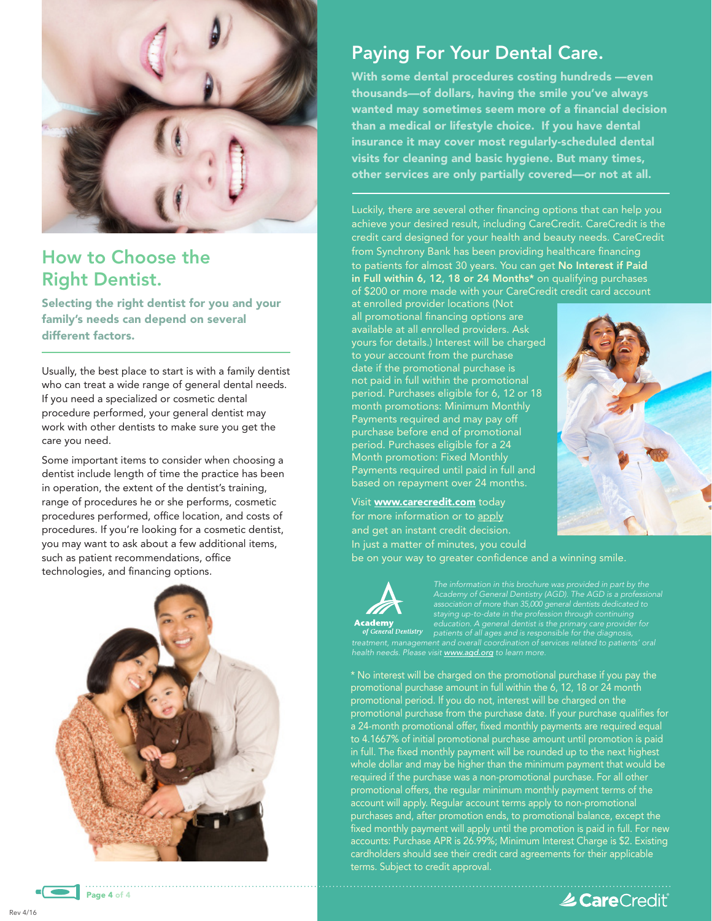## How to Choose the Right Dentist.

**Selecting the right dentist for you and your family's needs can depend on several different factors.**

Usually, the best place to start is with a family dentist who can treat a wide range of general dental needs. If you need a specialized or cosmetic dental procedure performed, your general dentist may work with other dentists to make sure you get the care you need.

Some important items to consider when choosing a dentist include length of time the practice has been in operation, the extent of the dentist's training, range of procedures he or she performs, cosmetic procedures performed, office location, and costs of procedures. If you're looking for a cosmetic dentist, you may want to ask about a few additional items, such as patient recommendations, office technologies, and financing options.

## Paying For Your Dental Care.

**With some dental procedures costing hundreds —even thousands—of dollars, having the smile you've always wanted may sometimes seem more of a financial decision than a medical or lifestyle choice. If you have dental insurance it may cover most regularly-scheduled dental visits for cleaning and basic hygiene. But many times, other services are only partially covered—or not at all.**

Luckily, there are several other financing options that can help you achieve your desired result, including CareCredit. CareCredit is the credit card designed for your health and beauty needs. CareCredit from Synchrony Bank has been providing healthcare financing to patients for almost 30 years. You can get **No Interest if Paid in Full within 6, 12, 18 or 24 Months*** on qualifying purchases of $200 or more made with your CareCredit credit card account at enrolled provider locations (Not all promotional financing options are available at all enrolled providers. Ask yours for details.) Interest will be charged to your account from the purchase date if the promotional purchase is not paid in full within the promotional period. Purchases eligible for 6, 12 or 18 month promotions: Minimum Monthly Payments required and may pay off purchase before end of promotional period. Purchases eligible for a 24 Month promotion: Fixed Monthly Payments required until paid in full and based on repayment over 24 months.

Visit **www.carecredit.com** today for more information or to apply and get an instant credit decision. In just a matter of minutes, you could be on your way to greater confidence and a winning smile.

Academy of General Dentistry

*The information in this brochure was provided in part by the Academy of General Dentistry (AGD). The AGD is a professional association of more than 35,000 general dentists dedicated to staying up-to-date in the profession through continuing education. A general dentist is the primary care provider for patients of all ages and is responsible for the diagnosis, treatment, management and overall coordination of services related to patients' oral health needs. Please visit **www.agd.org** to learn more.*

* No interest will be charged on the promotional purchase if you pay the promotional purchase amount in full within the 6, 12, 18 or 24 month promotional period. If you do not, interest will be charged on the promotional purchase from the purchase date. If your purchase qualifies for a 24-month promotional offer, fixed monthly payments are required equal to 4.1667% of initial promotional purchase amount until promotion is paid in full. The fixed monthly payment will be rounded up to the next highest whole dollar and may be higher than the minimum payment that would be required if the purchase was a non-promotional purchase. For all other promotional offers, the regular minimum monthly payment terms of the account will apply. Regular account terms apply to non-promotional purchases and, after promotion ends, to promotional balance, except the fixed monthly payment will apply until the promotion is paid in full. For new accounts: Purchase APR is 26.99%; Minimum Interest Charge is $2. Existing cardholders should see their credit card agreements for their applicable terms. Subject to credit approval.

CareCredit

Rev 4/16